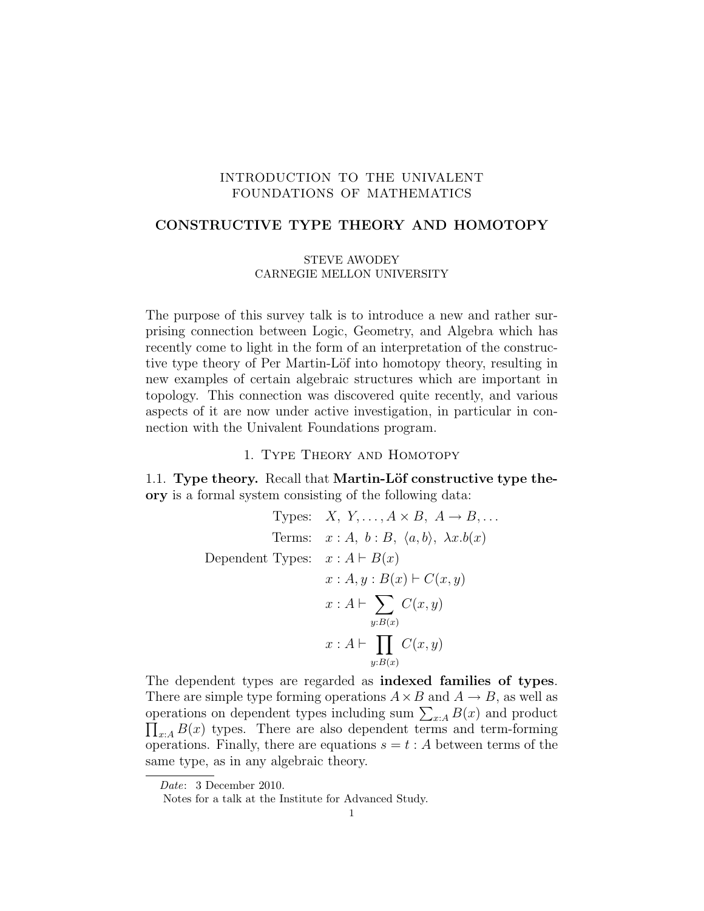# INTRODUCTION TO THE UNIVALENT FOUNDATIONS OF MATHEMATICS

## CONSTRUCTIVE TYPE THEORY AND HOMOTOPY

STEVE AWODEY
CARNEGIE MELLON UNIVERSITY

The purpose of this survey talk is to introduce a new and rather surprising connection between Logic, Geometry, and Algebra which has recently come to light in the form of an interpretation of the constructive type theory of Per Martin-Löf into homotopy theory, resulting in new examples of certain algebraic structures which are important in topology. This connection was discovered quite recently, and various aspects of it are now under active investigation, in particular in connection with the Univalent Foundations program.

### 1. Type Theory and Homotopy

1.1. **Type theory.** Recall that **Martin-Löf constructive type theory** is a formal system consisting of the following data:

$$
\begin{aligned}
\text{Types:} \quad & X,\ Y, \ldots, A \times B,\ A \to B, \ldots \\
\text{Terms:} \quad & x : A,\ b : B,\ \langle a, b \rangle,\ \lambda x.b(x) \\
\text{Dependent Types:} \quad & x : A \vdash B(x) \\
& x : A, y : B(x) \vdash C(x, y) \\
& x : A \vdash \sum_{y : B(x)} C(x, y) \\
& x : A \vdash \prod_{y : B(x)} C(x, y)
\end{aligned}
$$

The dependent types are regarded as **indexed families of types**. There are simple type forming operations $A \times B$ and $A \to B$, as well as operations on dependent types including sum $\sum_{x:A} B(x)$ and product $\prod_{x:A} B(x)$ types. There are also dependent terms and term-forming operations. Finally, there are equations $s = t : A$ between terms of the same type, as in any algebraic theory.

*Date*: 3 December 2010.

Notes for a talk at the Institute for Advanced Study.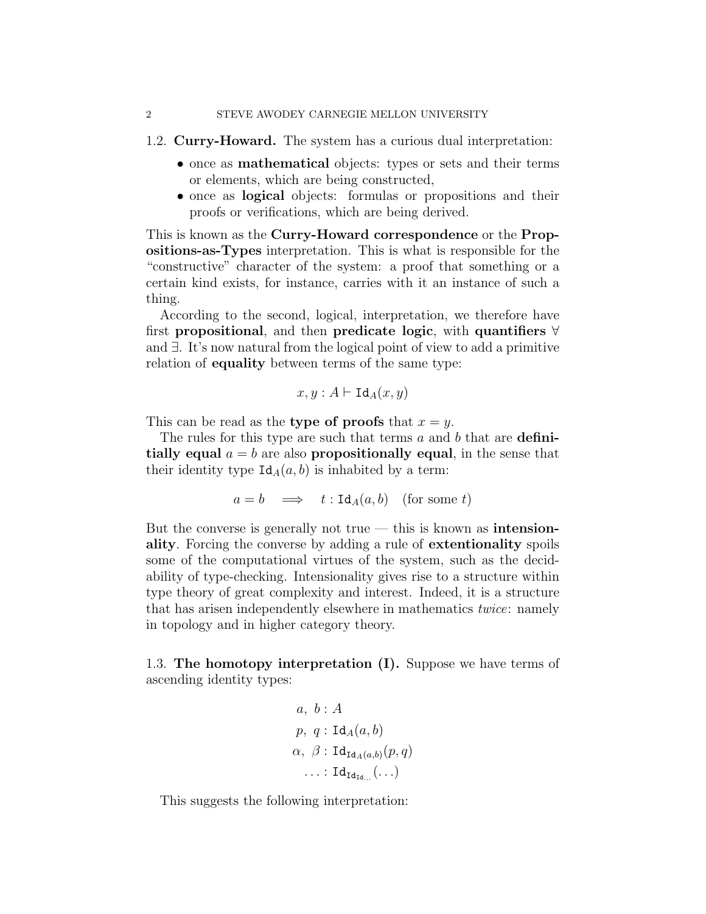### 1.2. **Curry-Howard.**

The system has a curious dual interpretation:

- once as **mathematical** objects: types or sets and their terms or elements, which are being constructed,
- once as **logical** objects: formulas or propositions and their proofs or verifications, which are being derived.

This is known as the **Curry-Howard correspondence** or the **Propositions-as-Types** interpretation. This is what is responsible for the "constructive" character of the system: a proof that something or a certain kind exists, for instance, carries with it an instance of such a thing.

According to the second, logical, interpretation, we therefore have first **propositional**, and then **predicate logic**, with **quantifiers** $\forall$ and $\exists$. It's now natural from the logical point of view to add a primitive relation of **equality** between terms of the same type:

$$x, y : A \vdash \mathtt{Id}_A(x, y)$$

This can be read as the **type of proofs** that $x = y$.

The rules for this type are such that terms $a$ and $b$ that are **definitially equal** $a = b$ are also **propositionally equal**, in the sense that their identity type $\mathtt{Id}_A(a, b)$ is inhabited by a term:

$$a = b \quad \Longrightarrow \quad t : \mathtt{Id}_A(a, b) \quad \text{(for some } t\text{)}$$

But the converse is generally not true — this is known as **intensionality**. Forcing the converse by adding a rule of **extentionality** spoils some of the computational virtues of the system, such as the decidability of type-checking. Intensionality gives rise to a structure within type theory of great complexity and interest. Indeed, it is a structure that has arisen independently elsewhere in mathematics *twice*: namely in topology and in higher category theory.

### 1.3. **The homotopy interpretation (I).**

Suppose we have terms of ascending identity types:

$$\begin{aligned}
a,\ b &: A \\
p,\ q &: \mathtt{Id}_A(a, b) \\
\alpha,\ \beta &: \mathtt{Id}_{\mathtt{Id}_A(a,b)}(p, q) \\
\ldots &: \mathtt{Id}_{\mathtt{Id}_{\mathtt{Id}_{\ldots}}}(\ldots)
\end{aligned}$$

This suggests the following interpretation: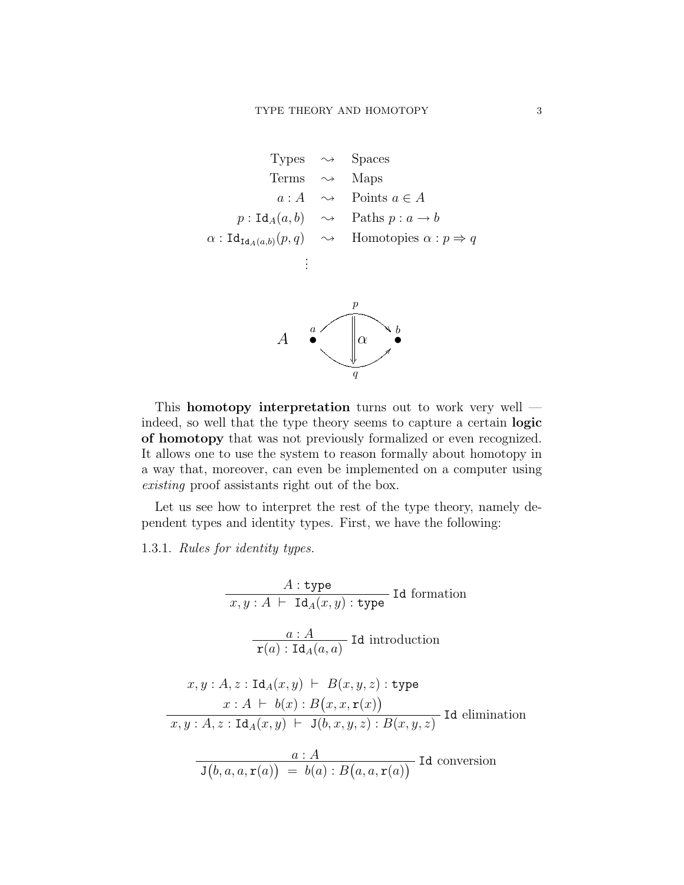$$
\begin{array}{rcl}
\text{Types} & \rightsquigarrow & \text{Spaces} \\
\text{Terms} & \rightsquigarrow & \text{Maps} \\
a : A & \rightsquigarrow & \text{Points } a \in A \\
p : \mathtt{Id}_A(a,b) & \rightsquigarrow & \text{Paths } p : a \to b \\
\alpha : \mathtt{Id}_{\mathtt{Id}_A(a,b)}(p,q) & \rightsquigarrow & \text{Homotopies } \alpha : p \Rightarrow q \\
\vdots & &
\end{array}
$$

This **homotopy interpretation** turns out to work very well — indeed, so well that the type theory seems to capture a certain **logic of homotopy** that was not previously formalized or even recognized. It allows one to use the system to reason formally about homotopy in a way that, moreover, can even be implemented on a computer using *existing* proof assistants right out of the box.

Let us see how to interpret the rest of the type theory, namely dependent types and identity types. First, we have the following:

1.3.1. *Rules for identity types.*

$$
\frac{A : \mathtt{type}}{x, y : A \ \vdash \ \mathtt{Id}_A(x,y) : \mathtt{type}} \ \mathtt{Id} \text{ formation}
$$

$$
\frac{a : A}{\mathtt{r}(a) : \mathtt{Id}_A(a,a)} \ \mathtt{Id} \text{ introduction}
$$

$$
\frac{\begin{array}{c} x, y : A, z : \mathtt{Id}_A(x,y) \ \vdash \ B(x,y,z) : \mathtt{type} \\ x : A \ \vdash \ b(x) : B\big(x,x,\mathtt{r}(x)\big) \end{array}}{x, y : A, z : \mathtt{Id}_A(x,y) \ \vdash \ \mathtt{J}(b,x,y,z) : B(x,y,z)} \ \mathtt{Id} \text{ elimination}
$$

$$
\frac{a : A}{\mathtt{J}\big(b,a,a,\mathtt{r}(a)\big) \ = \ b(a) : B\big(a,a,\mathtt{r}(a)\big)} \ \mathtt{Id} \text{ conversion}
$$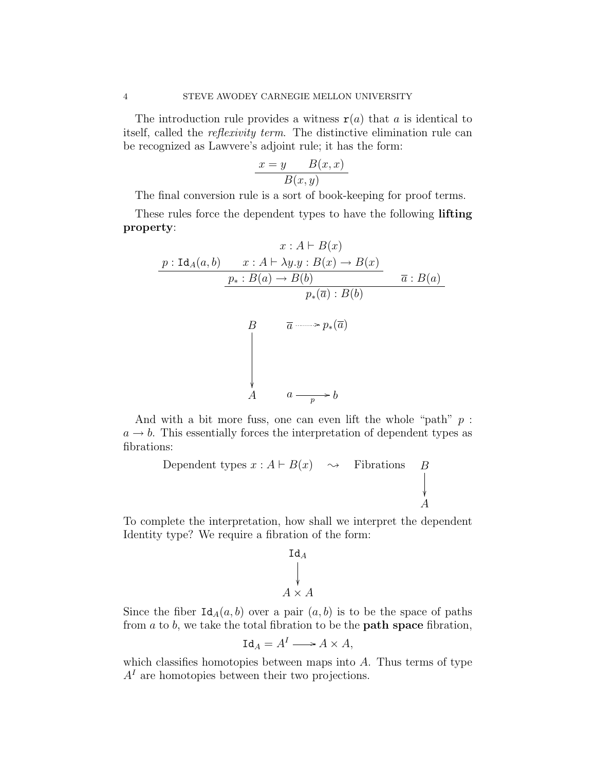The introduction rule provides a witness $\mathtt{r}(a)$ that $a$ is identical to itself, called the *reflexivity term*. The distinctive elimination rule can be recognized as Lawvere's adjoint rule; it has the form:

$$\frac{x = y \qquad B(x,x)}{B(x,y)}$$

The final conversion rule is a sort of book-keeping for proof terms.

These rules force the dependent types to have the following **lifting property**:

$$\cfrac{\cfrac{p : \mathtt{Id}_A(a,b) \qquad \cfrac{x : A \vdash B(x)}{x : A \vdash \lambda y.y : B(x) \to B(x)}}{p_* : B(a) \to B(b)} \qquad \overline{a} : B(a)}{p_*(\overline{a}) : B(b)}$$

$$\begin{array}{ccc} B & \qquad & \overline{a} \dashrightarrow p_*(\overline{a}) \\ \big\downarrow & & \\ A & & a \xrightarrow[p]{} b \end{array}$$

And with a bit more fuss, one can even lift the whole "path" $p : a \to b$. This essentially forces the interpretation of dependent types as fibrations:

$$\text{Dependent types } x : A \vdash B(x) \quad \rightsquigarrow \quad \text{Fibrations} \quad \begin{array}{c} B \\ \big\downarrow \\ A \end{array}$$

To complete the interpretation, how shall we interpret the dependent Identity type? We require a fibration of the form:

$$\begin{array}{c} \mathtt{Id}_A \\ \big\downarrow \\ A \times A \end{array}$$

Since the fiber $\mathtt{Id}_A(a,b)$ over a pair $(a,b)$ is to be the space of paths from $a$ to $b$, we take the total fibration to be the **path space** fibration,

$$\mathtt{Id}_A = A^I \longrightarrow A \times A,$$

which classifies homotopies between maps into $A$. Thus terms of type $A^I$ are homotopies between their two projections.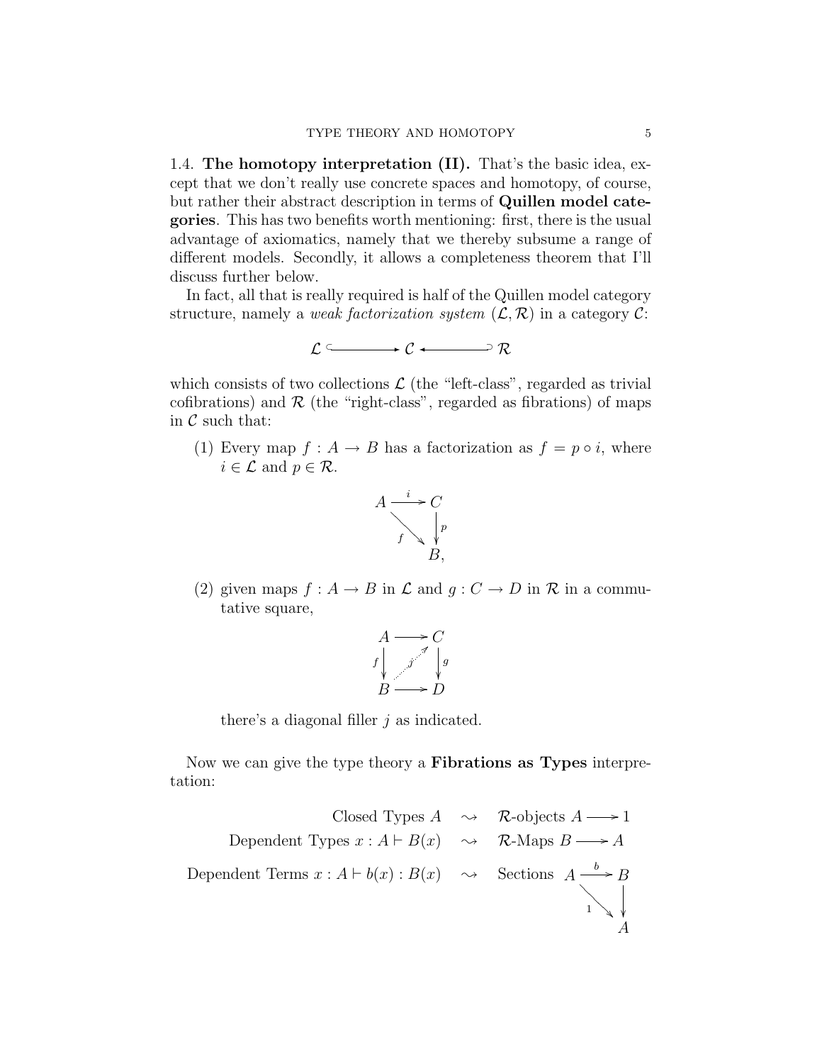1.4. **The homotopy interpretation (II).** That's the basic idea, except that we don't really use concrete spaces and homotopy, of course, but rather their abstract description in terms of **Quillen model categories**. This has two benefits worth mentioning: first, there is the usual advantage of axiomatics, namely that we thereby subsume a range of different models. Secondly, it allows a completeness theorem that I'll discuss further below.

In fact, all that is really required is half of the Quillen model category structure, namely a *weak factorization system* $(\mathcal{L}, \mathcal{R})$ in a category $\mathcal{C}$:

$$\mathcal{L} \hookrightarrow \mathcal{C} \hookleftarrow \mathcal{R}$$

which consists of two collections $\mathcal{L}$ (the "left-class", regarded as trivial cofibrations) and $\mathcal{R}$ (the "right-class", regarded as fibrations) of maps in $\mathcal{C}$ such that:

(1) Every map $f : A \to B$ has a factorization as $f = p \circ i$, where $i \in \mathcal{L}$ and $p \in \mathcal{R}$.

$$\begin{array}{ccc} A & \xrightarrow{i} & C \\ & \searrow^{f} & \downarrow p \\ & & B, \end{array}$$

(2) given maps $f : A \to B$ in $\mathcal{L}$ and $g : C \to D$ in $\mathcal{R}$ in a commutative square,

$$\begin{array}{ccc} A & \longrightarrow & C \\ f \downarrow & \overset{j}{\nearrow} & \downarrow g \\ B & \longrightarrow & D \end{array}$$

there's a diagonal filler $j$ as indicated.

Now we can give the type theory a **Fibrations as Types** interpretation:

$$\begin{array}{rcl} \text{Closed Types } A & \rightsquigarrow & \mathcal{R}\text{-objects } A \longrightarrow 1 \\ \text{Dependent Types } x : A \vdash B(x) & \rightsquigarrow & \mathcal{R}\text{-Maps } B \longrightarrow A \\ \text{Dependent Terms } x : A \vdash b(x) : B(x) & \rightsquigarrow & \text{Sections } A \xrightarrow{b} B \text{ with } B \to A, \ \ A \xrightarrow{1} A \end{array}$$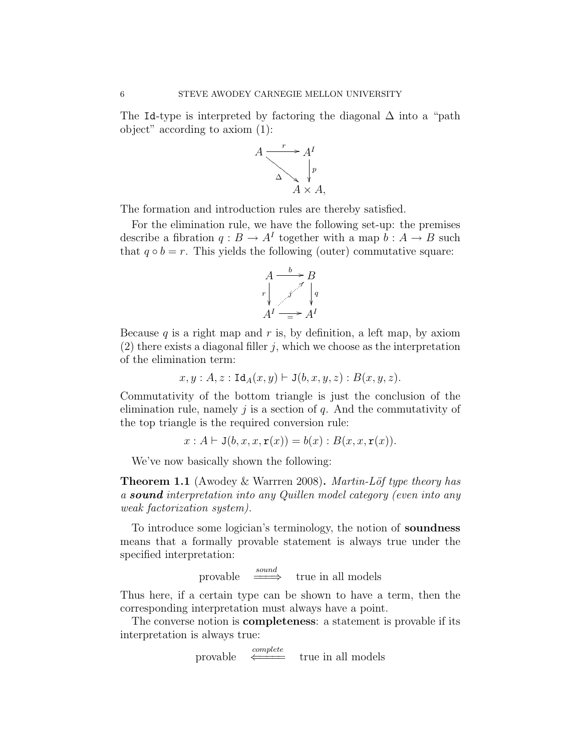The Id-type is interpreted by factoring the diagonal $\Delta$ into a "path object" according to axiom (1):

$$\begin{array}{ccc} A & \xrightarrow{r} & A^I \\ & {\scriptstyle\Delta}\searrow & \downarrow{\scriptstyle p} \\ & & A \times A, \end{array}$$

The formation and introduction rules are thereby satisfied.

For the elimination rule, we have the following set-up: the premises describe a fibration $q : B \to A^I$ together with a map $b : A \to B$ such that $q \circ b = r$. This yields the following (outer) commutative square:

$$\begin{array}{ccc} A & \xrightarrow{b} & B \\ {\scriptstyle r}\downarrow & \nearrow{\scriptstyle j} & \downarrow{\scriptstyle q} \\ A^I & \xrightarrow[=]{} & A^I \end{array}$$

Because $q$ is a right map and $r$ is, by definition, a left map, by axiom (2) there exists a diagonal filler $j$, which we choose as the interpretation of the elimination term:

$$x, y : A, z : \mathtt{Id}_A(x, y) \vdash \mathtt{J}(b, x, y, z) : B(x, y, z).$$

Commutativity of the bottom triangle is just the conclusion of the elimination rule, namely $j$ is a section of $q$. And the commutativity of the top triangle is the required conversion rule:

$$x : A \vdash \mathtt{J}(b, x, x, \mathtt{r}(x)) = b(x) : B(x, x, \mathtt{r}(x)).$$

We've now basically shown the following:

**Theorem 1.1** (Awodey & Warrren 2008)**.** *Martin-Löf type theory has a* ***sound*** *interpretation into any Quillen model category (even into any weak factorization system).*

To introduce some logician's terminology, the notion of **soundness** means that a formally provable statement is always true under the specified interpretation:

$$\text{provable} \quad \overset{sound}{\Longrightarrow} \quad \text{true in all models}$$

Thus here, if a certain type can be shown to have a term, then the corresponding interpretation must always have a point.

The converse notion is **completeness**: a statement is provable if its interpretation is always true:

$$\text{provable} \quad \overset{complete}{\Longleftarrow} \quad \text{true in all models}$$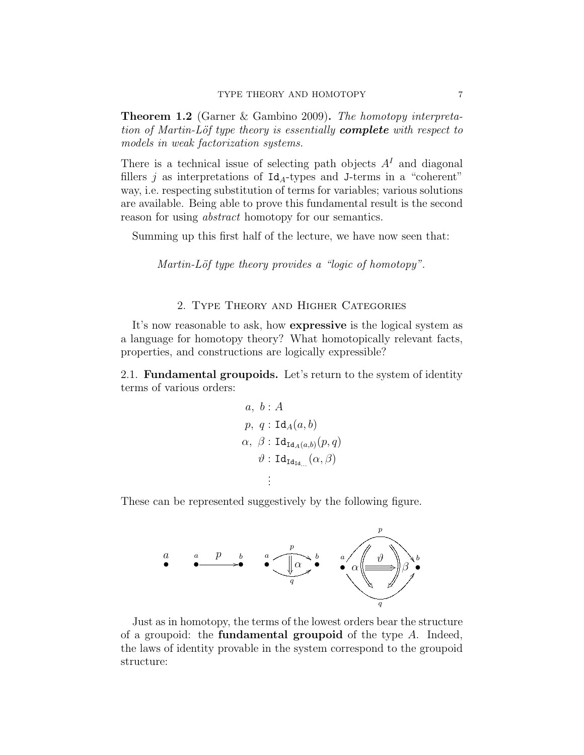**Theorem 1.2** (Garner & Gambino 2009)**.** *The homotopy interpretation of Martin-Löf type theory is essentially* ***complete*** *with respect to models in weak factorization systems.*

There is a technical issue of selecting path objects $A^I$ and diagonal fillers $j$ as interpretations of $\mathtt{Id}_A$-types and $\mathtt{J}$-terms in a "coherent" way, i.e. respecting substitution of terms for variables; various solutions are available. Being able to prove this fundamental result is the second reason for using *abstract* homotopy for our semantics.

Summing up this first half of the lecture, we have now seen that:

*Martin-Löf type theory provides a "logic of homotopy".*

## 2. Type Theory and Higher Categories

It's now reasonable to ask, how **expressive** is the logical system as a language for homotopy theory? What homotopically relevant facts, properties, and constructions are logically expressible?

2.1. **Fundamental groupoids.** Let's return to the system of identity terms of various orders:

$$
\begin{aligned}
a,\ b &: A \\
p,\ q &: \mathtt{Id}_A(a,b) \\
\alpha,\ \beta &: \mathtt{Id}_{\mathtt{Id}_A(a,b)}(p,q) \\
\vartheta &: \mathtt{Id}_{\mathtt{Id}_{\mathtt{Id}_{\ldots}}}(\alpha,\beta) \\
&\ \vdots
\end{aligned}
$$

These can be represented suggestively by the following figure.

Just as in homotopy, the terms of the lowest orders bear the structure of a groupoid: the **fundamental groupoid** of the type $A$. Indeed, the laws of identity provable in the system correspond to the groupoid structure: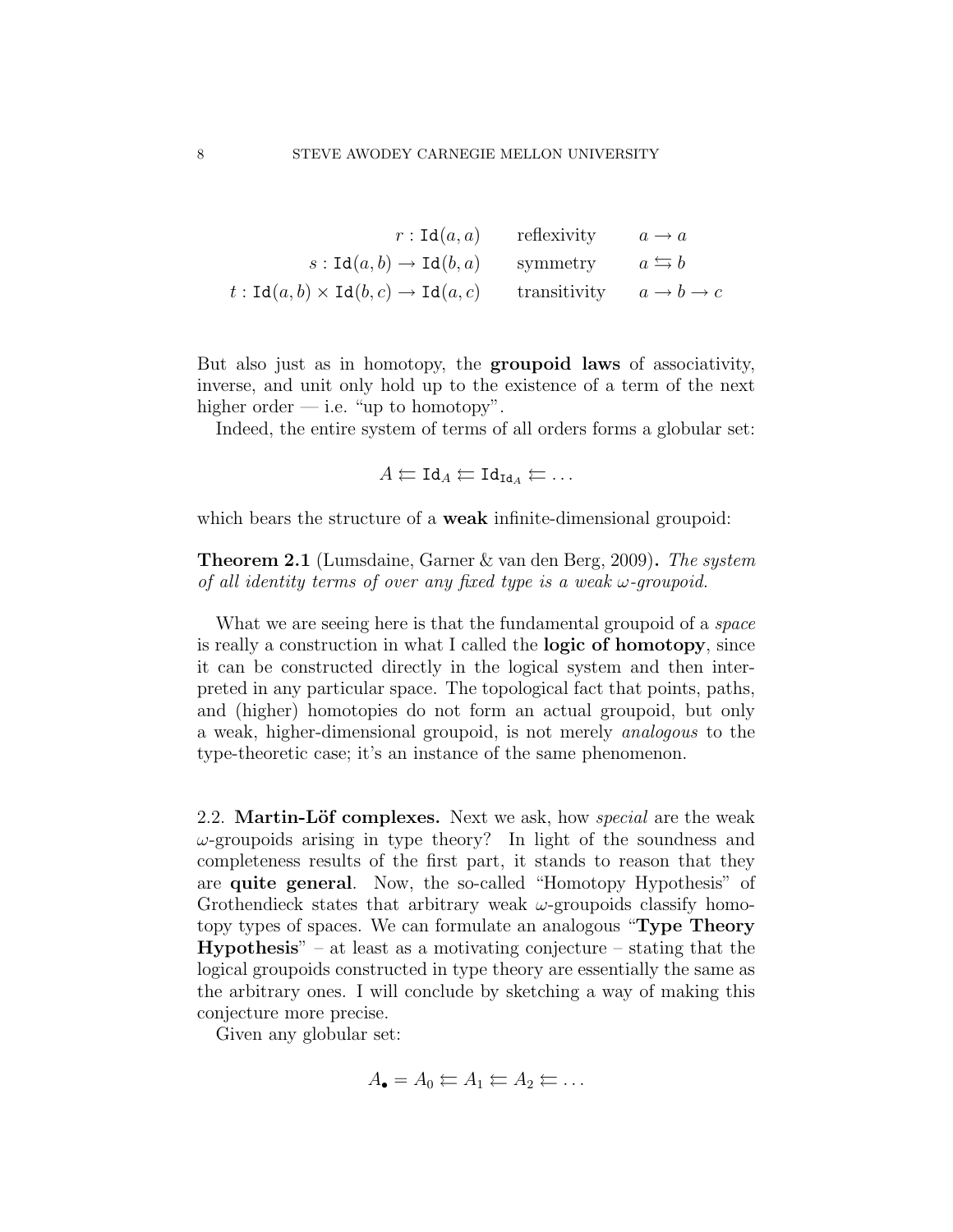$$
\begin{array}{rll}
r : \mathtt{Id}(a,a) & \text{reflexivity} & a \to a \\
s : \mathtt{Id}(a,b) \to \mathtt{Id}(b,a) & \text{symmetry} & a \leftrightarrows b \\
t : \mathtt{Id}(a,b) \times \mathtt{Id}(b,c) \to \mathtt{Id}(a,c) & \text{transitivity} & a \to b \to c
\end{array}
$$

But also just as in homotopy, the **groupoid laws** of associativity, inverse, and unit only hold up to the existence of a term of the next higher order — i.e. "up to homotopy".

Indeed, the entire system of terms of all orders forms a globular set:

$$
A \leftleftarrows \mathtt{Id}_A \leftleftarrows \mathtt{Id}_{\mathtt{Id}_A} \leftleftarrows \dots
$$

which bears the structure of a **weak** infinite-dimensional groupoid:

**Theorem 2.1** (Lumsdaine, Garner & van den Berg, 2009)**.** *The system of all identity terms of over any fixed type is a weak $\omega$-groupoid.*

What we are seeing here is that the fundamental groupoid of a *space* is really a construction in what I called the **logic of homotopy**, since it can be constructed directly in the logical system and then interpreted in any particular space. The topological fact that points, paths, and (higher) homotopies do not form an actual groupoid, but only a weak, higher-dimensional groupoid, is not merely *analogous* to the type-theoretic case; it's an instance of the same phenomenon.

2.2. **Martin-Löf complexes.** Next we ask, how *special* are the weak $\omega$-groupoids arising in type theory? In light of the soundness and completeness results of the first part, it stands to reason that they are **quite general**. Now, the so-called "Homotopy Hypothesis" of Grothendieck states that arbitrary weak $\omega$-groupoids classify homotopy types of spaces. We can formulate an analogous "**Type Theory Hypothesis**" – at least as a motivating conjecture – stating that the logical groupoids constructed in type theory are essentially the same as the arbitrary ones. I will conclude by sketching a way of making this conjecture more precise.

Given any globular set:

$$
A_\bullet = A_0 \leftleftarrows A_1 \leftleftarrows A_2 \leftleftarrows \dots
$$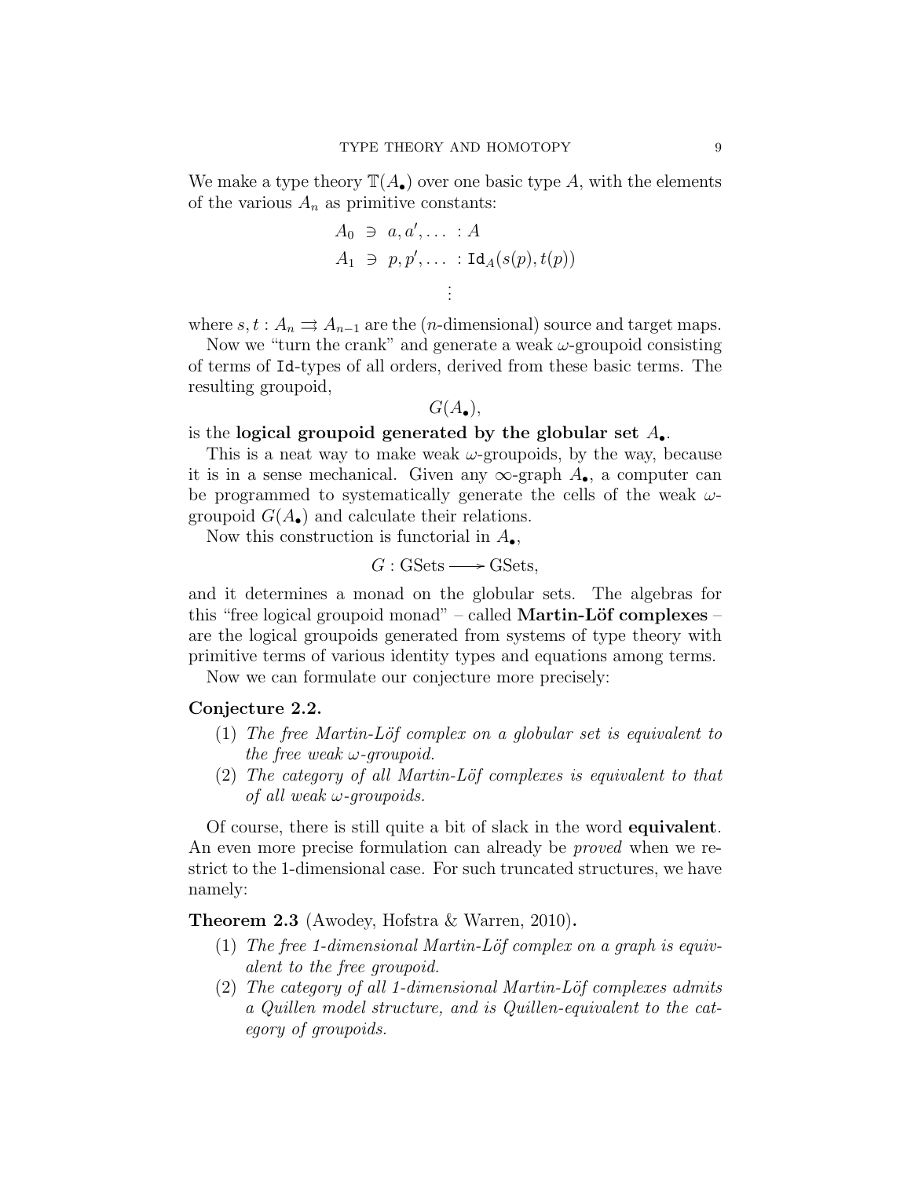We make a type theory $\mathbb{T}(A_\bullet)$ over one basic type $A$, with the elements of the various $A_n$ as primitive constants:

$$
\begin{aligned}
A_0 &\ni a, a', \ldots : A \\
A_1 &\ni p, p', \ldots : \mathtt{Id}_A(s(p), t(p)) \\
&\vdots
\end{aligned}
$$

where $s, t : A_n \rightrightarrows A_{n-1}$ are the ($n$-dimensional) source and target maps.

Now we "turn the crank" and generate a weak $\omega$-groupoid consisting of terms of Id-types of all orders, derived from these basic terms. The resulting groupoid,

$$G(A_\bullet),$$

is the **logical groupoid generated by the globular set $A_\bullet$.**

This is a neat way to make weak $\omega$-groupoids, by the way, because it is in a sense mechanical. Given any $\infty$-graph $A_\bullet$, a computer can be programmed to systematically generate the cells of the weak $\omega$-groupoid $G(A_\bullet)$ and calculate their relations.

Now this construction is functorial in $A_\bullet$,

$$G : \text{GSets} \longrightarrow \text{GSets},$$

and it determines a monad on the globular sets. The algebras for this "free logical groupoid monad" – called **Martin-Löf complexes** – are the logical groupoids generated from systems of type theory with primitive terms of various identity types and equations among terms.

Now we can formulate our conjecture more precisely:

**Conjecture 2.2.**

1. *The free Martin-Löf complex on a globular set is equivalent to the free weak $\omega$-groupoid.*
2. *The category of all Martin-Löf complexes is equivalent to that of all weak $\omega$-groupoids.*

Of course, there is still quite a bit of slack in the word **equivalent**. An even more precise formulation can already be *proved* when we restrict to the 1-dimensional case. For such truncated structures, we have namely:

**Theorem 2.3** (Awodey, Hofstra & Warren, 2010)**.**

1. *The free 1-dimensional Martin-Löf complex on a graph is equivalent to the free groupoid.*
2. *The category of all 1-dimensional Martin-Löf complexes admits a Quillen model structure, and is Quillen-equivalent to the category of groupoids.*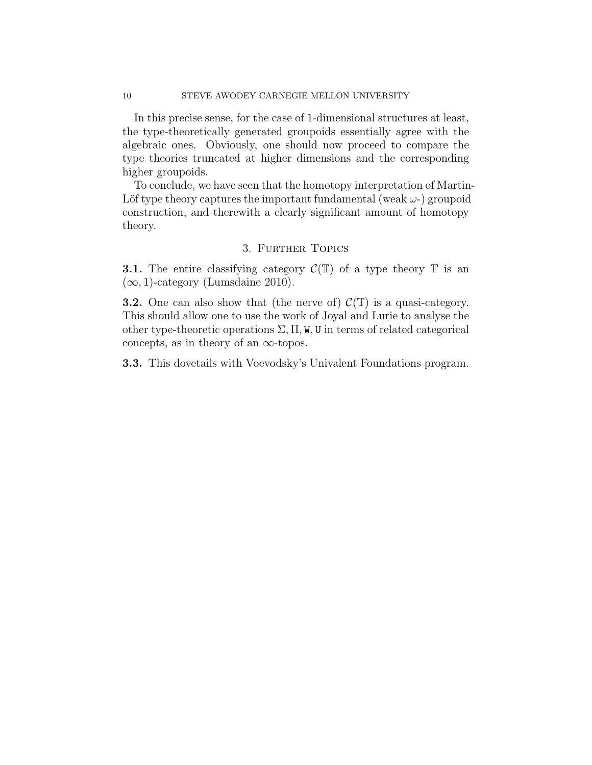In this precise sense, for the case of 1-dimensional structures at least, the type-theoretically generated groupoids essentially agree with the algebraic ones. Obviously, one should now proceed to compare the type theories truncated at higher dimensions and the corresponding higher groupoids.

To conclude, we have seen that the homotopy interpretation of Martin-Löf type theory captures the important fundamental (weak $\omega$-) groupoid construction, and therewith a clearly significant amount of homotopy theory.

## 3. Further Topics

**3.1.** The entire classifying category $\mathcal{C}(\mathbb{T})$ of a type theory $\mathbb{T}$ is an $(\infty, 1)$-category (Lumsdaine 2010).

**3.2.** One can also show that (the nerve of) $\mathcal{C}(\mathbb{T})$ is a quasi-category. This should allow one to use the work of Joyal and Lurie to analyse the other type-theoretic operations $\Sigma, \Pi, \mathtt{W}, \mathtt{U}$ in terms of related categorical concepts, as in theory of an $\infty$-topos.

**3.3.** This dovetails with Voevodsky's Univalent Foundations program.